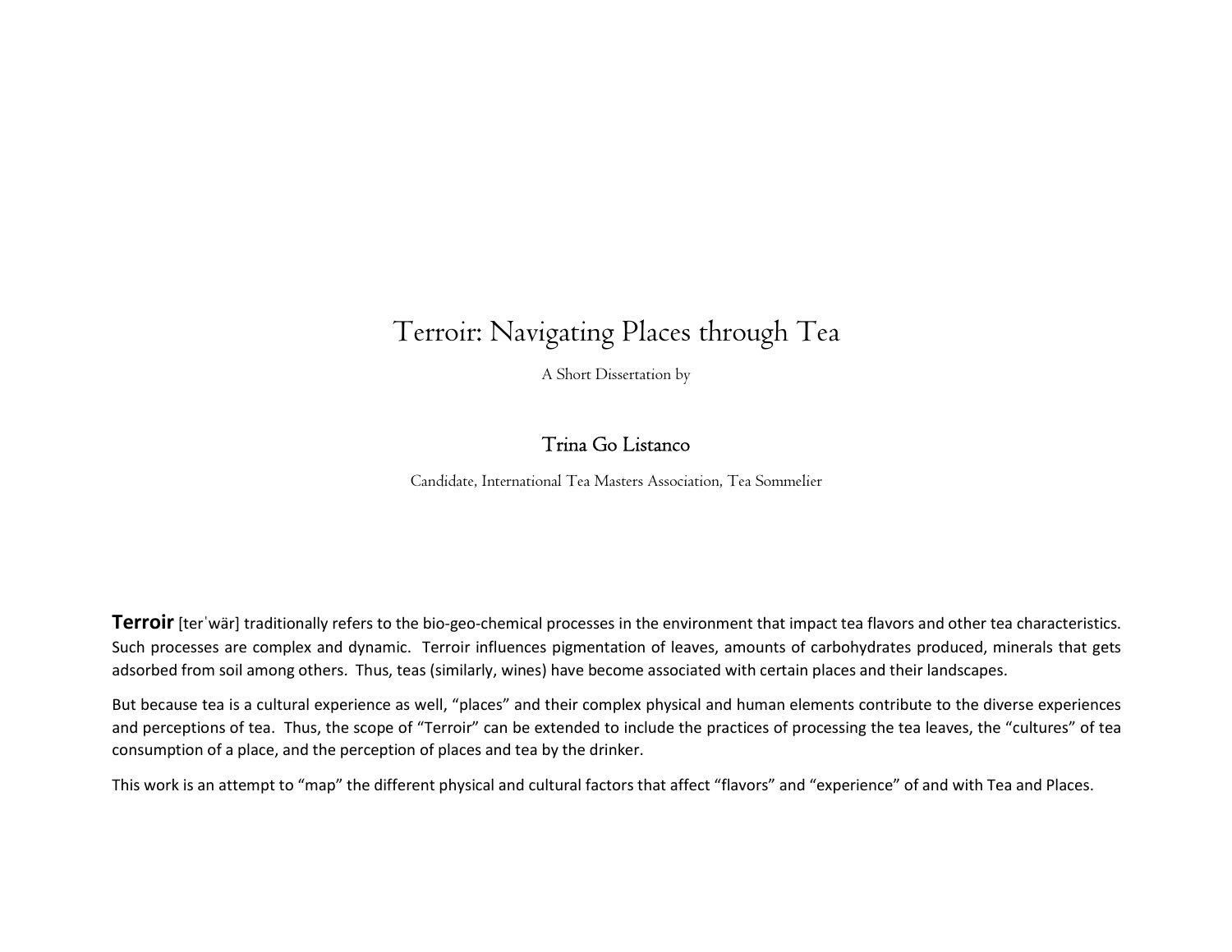# Terroir: Navigating Places through Tea

A Short Dissertation by

## Trina Go Listanco

Candidate, International Tea Masters Association, Tea Sommelier

**Terroir** [terˈwär] traditionally refers to the bio-geo-chemical processes in the environment that impact tea flavors and other tea characteristics. Such processes are complex and dynamic. Terroir influences pigmentation of leaves, amounts of carbohydrates produced, minerals that gets adsorbed from soil among others. Thus, teas (similarly, wines) have become associated with certain places and their landscapes.

But because tea is a cultural experience as well, "places" and their complex physical and human elements contribute to the diverse experiences and perceptions of tea. Thus, the scope of "Terroir" can be extended to include the practices of processing the tea leaves, the "cultures" of tea consumption of a place, and the perception of places and tea by the drinker.

This work is an attempt to "map" the different physical and cultural factors that affect "flavors" and "experience" of and with Tea and Places.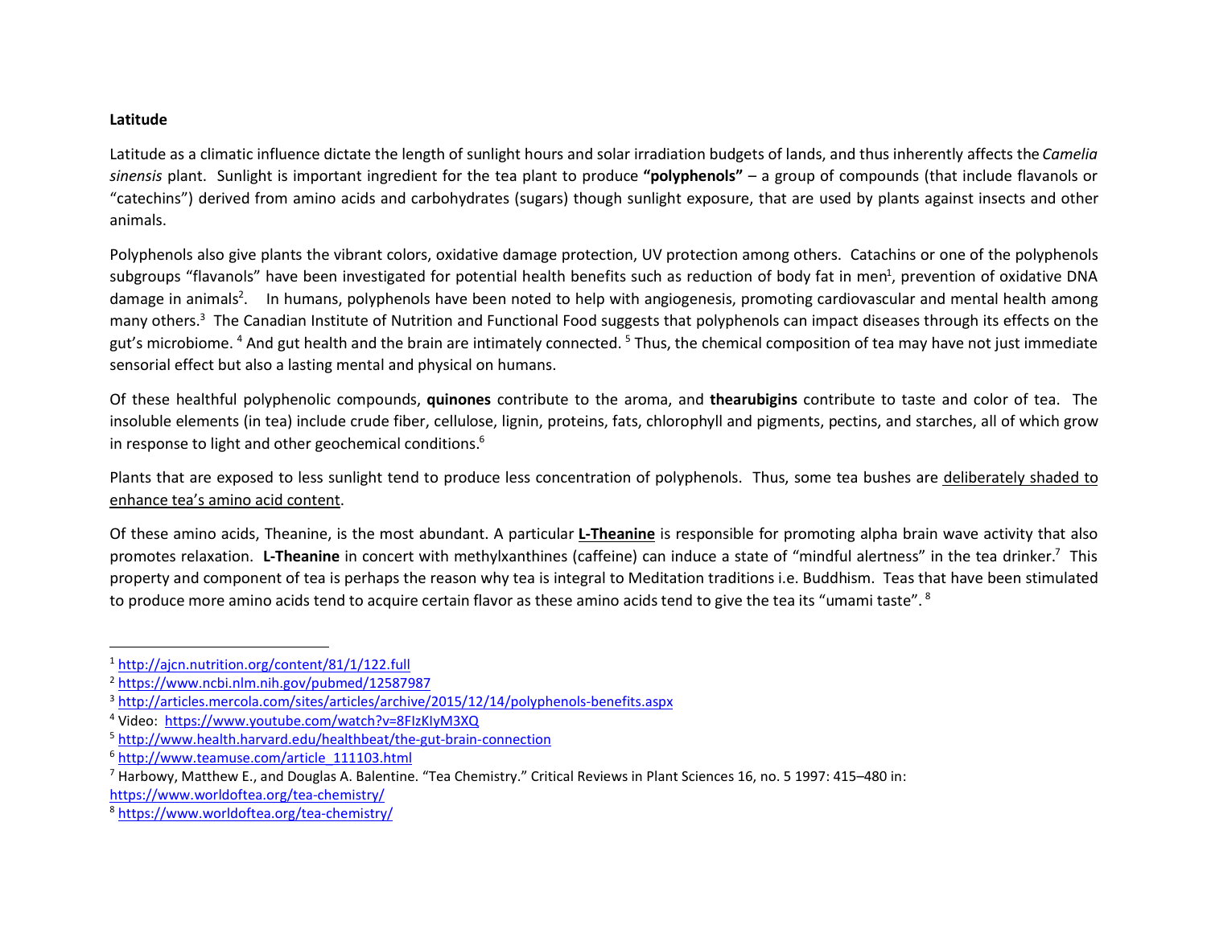**Latitude**

Latitude as a climatic influence dictate the length of sunlight hours and solar irradiation budgets of lands, and thus inherently affects the *Camelia sinensis* plant. Sunlight is important ingredient for the tea plant to produce **"polyphenols"** – a group of compounds (that include flavanols or "catechins") derived from amino acids and carbohydrates (sugars) though sunlight exposure, that are used by plants against insects and other animals.

Polyphenols also give plants the vibrant colors, oxidative damage protection, UV protection among others. Catachins or one of the polyphenols subgroups "flavanols" have been investigated for potential health benefits such as reduction of body fat in men[1], prevention of oxidative DNA damage in animals[2]. In humans, polyphenols have been noted to help with angiogenesis, promoting cardiovascular and mental health among many others.[3] The Canadian Institute of Nutrition and Functional Food suggests that polyphenols can impact diseases through its effects on the gut's microbiome.[4] And gut health and the brain are intimately connected.[5] Thus, the chemical composition of tea may have not just immediate sensorial effect but also a lasting mental and physical on humans.

Of these healthful polyphenolic compounds, **quinones** contribute to the aroma, and **thearubigins** contribute to taste and color of tea. The insoluble elements (in tea) include crude fiber, cellulose, lignin, proteins, fats, chlorophyll and pigments, pectins, and starches, all of which grow in response to light and other geochemical conditions.[6]

Plants that are exposed to less sunlight tend to produce less concentration of polyphenols. Thus, some tea bushes are deliberately shaded to enhance tea's amino acid content.

Of these amino acids, Theanine, is the most abundant. A particular **L-Theanine** is responsible for promoting alpha brain wave activity that also promotes relaxation. **L-Theanine** in concert with methylxanthines (caffeine) can induce a state of "mindful alertness" in the tea drinker.[7] This property and component of tea is perhaps the reason why tea is integral to Meditation traditions i.e. Buddhism. Teas that have been stimulated to produce more amino acids tend to acquire certain flavor as these amino acids tend to give the tea its "umami taste".[8]

---

[1] http://ajcn.nutrition.org/content/81/1/122.full

[2] https://www.ncbi.nlm.nih.gov/pubmed/12587987

[3] http://articles.mercola.com/sites/articles/archive/2015/12/14/polyphenols-benefits.aspx

[4] Video: https://www.youtube.com/watch?v=8FIzKIyM3XQ

[5] http://www.health.harvard.edu/healthbeat/the-gut-brain-connection

[6] http://www.teamuse.com/article_111103.html

[7] Harbowy, Matthew E., and Douglas A. Balentine. "Tea Chemistry." Critical Reviews in Plant Sciences 16, no. 5 1997: 415–480 in: https://www.worldoftea.org/tea-chemistry/

[8] https://www.worldoftea.org/tea-chemistry/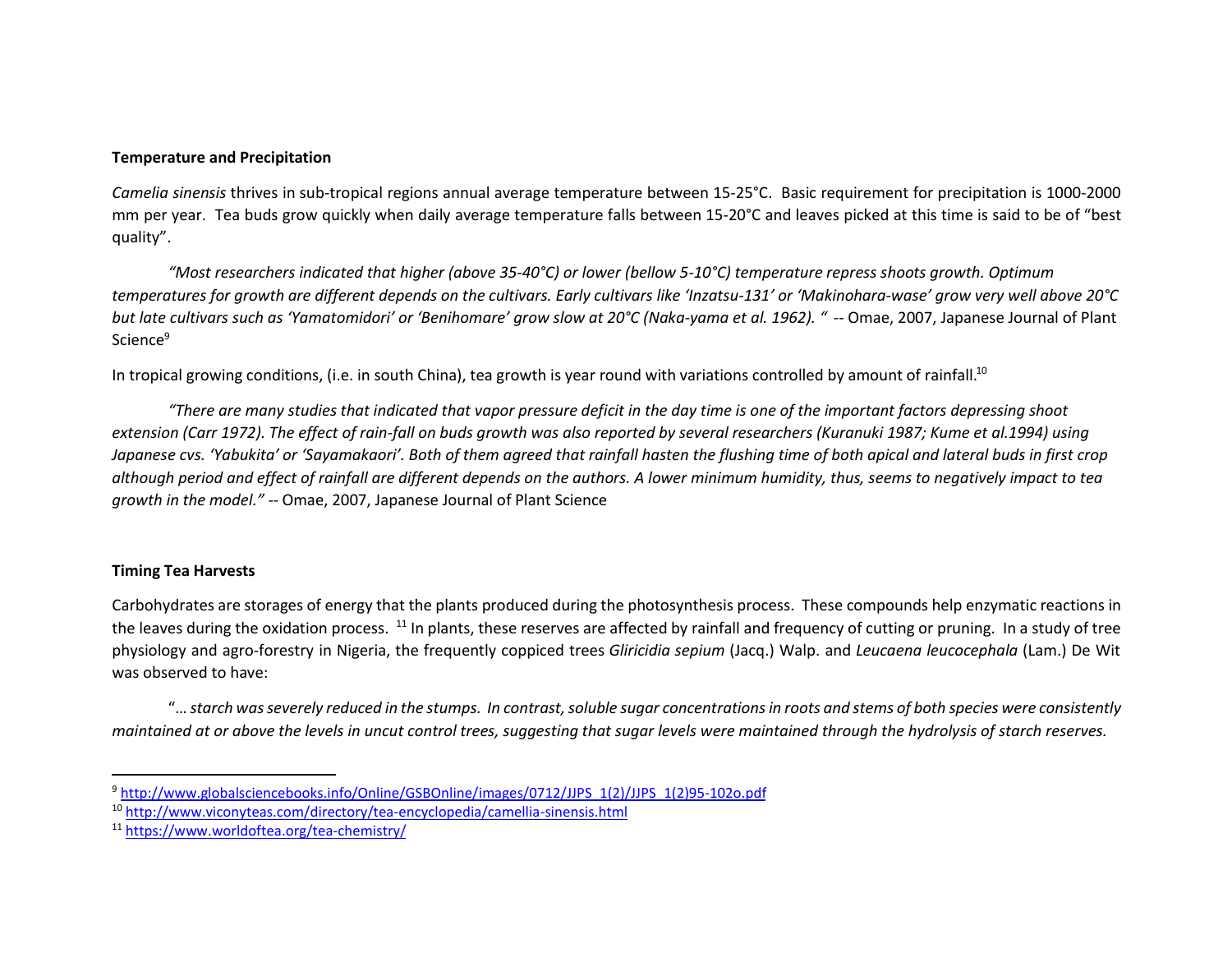**Temperature and Precipitation**

*Camelia sinensis* thrives in sub-tropical regions annual average temperature between 15-25°C. Basic requirement for precipitation is 1000-2000 mm per year. Tea buds grow quickly when daily average temperature falls between 15-20°C and leaves picked at this time is said to be of "best quality".

> *"Most researchers indicated that higher (above 35-40°C) or lower (bellow 5-10°C) temperature repress shoots growth. Optimum temperatures for growth are different depends on the cultivars. Early cultivars like 'Inzatsu-131' or 'Makinohara-wase' grow very well above 20°C but late cultivars such as 'Yamatomidori' or 'Benihomare' grow slow at 20°C (Naka-yama et al. 1962). "* -- Omae, 2007, Japanese Journal of Plant Science[9]

In tropical growing conditions, (i.e. in south China), tea growth is year round with variations controlled by amount of rainfall.[10]

> *"There are many studies that indicated that vapor pressure deficit in the day time is one of the important factors depressing shoot extension (Carr 1972). The effect of rain-fall on buds growth was also reported by several researchers (Kuranuki 1987; Kume et al.1994) using Japanese cvs. 'Yabukita' or 'Sayamakaori'. Both of them agreed that rainfall hasten the flushing time of both apical and lateral buds in first crop although period and effect of rainfall are different depends on the authors. A lower minimum humidity, thus, seems to negatively impact to tea growth in the model."* -- Omae, 2007, Japanese Journal of Plant Science

**Timing Tea Harvests**

Carbohydrates are storages of energy that the plants produced during the photosynthesis process. These compounds help enzymatic reactions in the leaves during the oxidation process. [11] In plants, these reserves are affected by rainfall and frequency of cutting or pruning. In a study of tree physiology and agro-forestry in Nigeria, the frequently coppiced trees *Gliricidia sepium* (Jacq.) Walp. and *Leucaena leucocephala* (Lam.) De Wit was observed to have:

> "*… starch was severely reduced in the stumps. In contrast, soluble sugar concentrations in roots and stems of both species were consistently maintained at or above the levels in uncut control trees, suggesting that sugar levels were maintained through the hydrolysis of starch reserves.*

---

[9] http://www.globalsciencebooks.info/Online/GSBOnline/images/0712/JJPS_1(2)/JJPS_1(2)95-102o.pdf

[10] http://www.viconyteas.com/directory/tea-encyclopedia/camellia-sinensis.html

[11] https://www.worldoftea.org/tea-chemistry/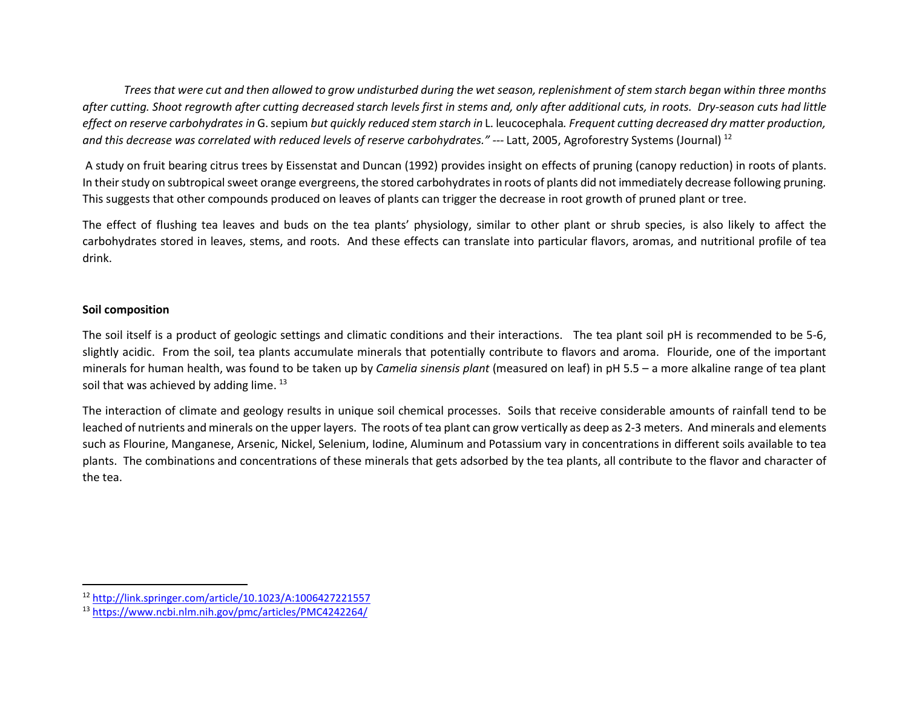*Trees that were cut and then allowed to grow undisturbed during the wet season, replenishment of stem starch began within three months after cutting. Shoot regrowth after cutting decreased starch levels first in stems and, only after additional cuts, in roots. Dry-season cuts had little effect on reserve carbohydrates in* G. sepium *but quickly reduced stem starch in* L. leucocephala*. Frequent cutting decreased dry matter production, and this decrease was correlated with reduced levels of reserve carbohydrates."* --- Latt, 2005, Agroforestry Systems (Journal) [12]

A study on fruit bearing citrus trees by Eissenstat and Duncan (1992) provides insight on effects of pruning (canopy reduction) in roots of plants. In their study on subtropical sweet orange evergreens, the stored carbohydrates in roots of plants did not immediately decrease following pruning. This suggests that other compounds produced on leaves of plants can trigger the decrease in root growth of pruned plant or tree.

The effect of flushing tea leaves and buds on the tea plants' physiology, similar to other plant or shrub species, is also likely to affect the carbohydrates stored in leaves, stems, and roots. And these effects can translate into particular flavors, aromas, and nutritional profile of tea drink.

**Soil composition**

The soil itself is a product of geologic settings and climatic conditions and their interactions. The tea plant soil pH is recommended to be 5-6, slightly acidic. From the soil, tea plants accumulate minerals that potentially contribute to flavors and aroma. Flouride, one of the important minerals for human health, was found to be taken up by *Camelia sinensis plant* (measured on leaf) in pH 5.5 – a more alkaline range of tea plant soil that was achieved by adding lime. [13]

The interaction of climate and geology results in unique soil chemical processes. Soils that receive considerable amounts of rainfall tend to be leached of nutrients and minerals on the upper layers. The roots of tea plant can grow vertically as deep as 2-3 meters. And minerals and elements such as Flourine, Manganese, Arsenic, Nickel, Selenium, Iodine, Aluminum and Potassium vary in concentrations in different soils available to tea plants. The combinations and concentrations of these minerals that gets adsorbed by the tea plants, all contribute to the flavor and character of the tea.

---

[12] http://link.springer.com/article/10.1023/A:1006427221557

[13] https://www.ncbi.nlm.nih.gov/pmc/articles/PMC4242264/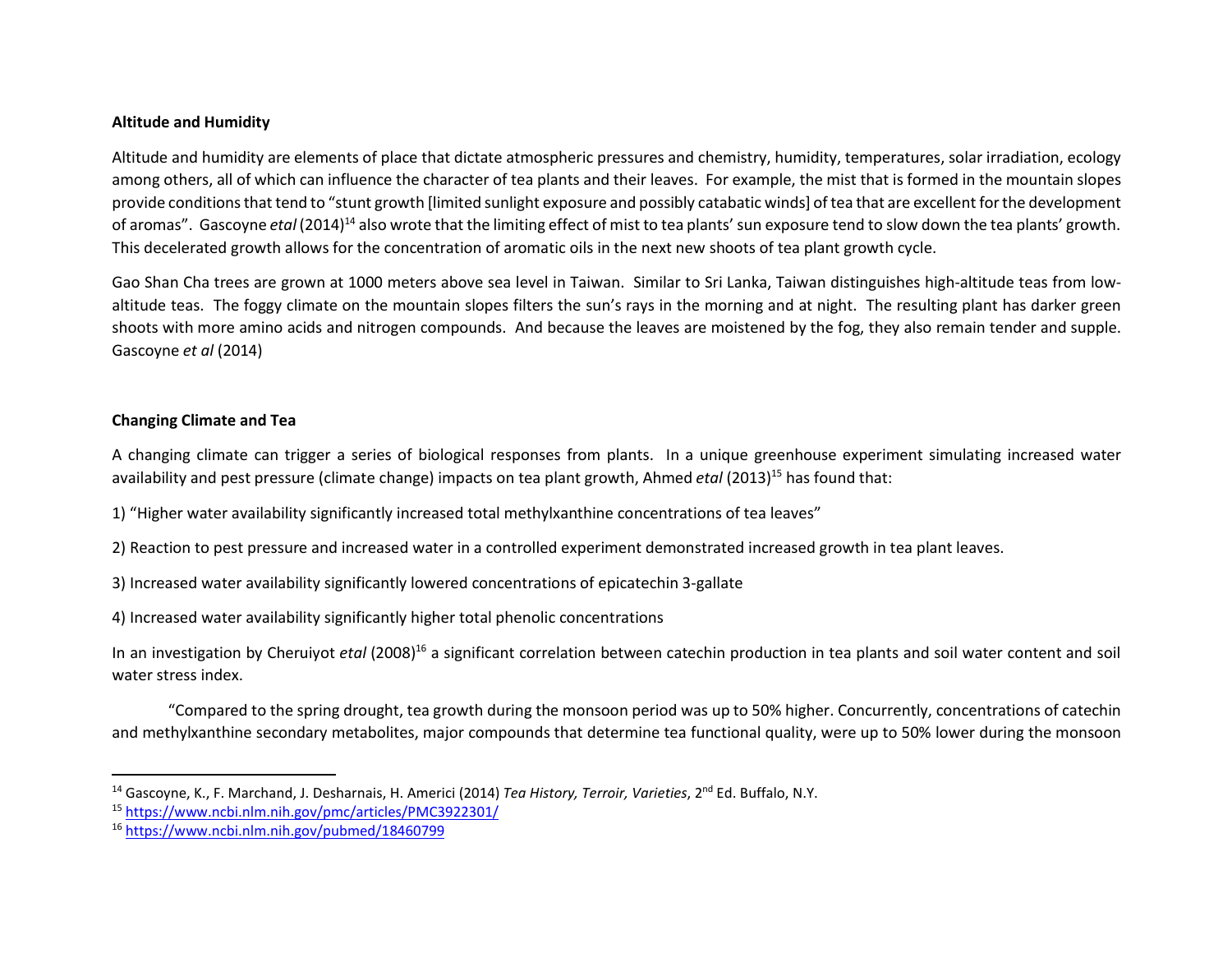**Altitude and Humidity**

Altitude and humidity are elements of place that dictate atmospheric pressures and chemistry, humidity, temperatures, solar irradiation, ecology among others, all of which can influence the character of tea plants and their leaves. For example, the mist that is formed in the mountain slopes provide conditions that tend to "stunt growth [limited sunlight exposure and possibly catabatic winds] of tea that are excellent for the development of aromas". Gascoyne *etal* (2014)[14] also wrote that the limiting effect of mist to tea plants' sun exposure tend to slow down the tea plants' growth. This decelerated growth allows for the concentration of aromatic oils in the next new shoots of tea plant growth cycle.

Gao Shan Cha trees are grown at 1000 meters above sea level in Taiwan. Similar to Sri Lanka, Taiwan distinguishes high-altitude teas from low-altitude teas. The foggy climate on the mountain slopes filters the sun's rays in the morning and at night. The resulting plant has darker green shoots with more amino acids and nitrogen compounds. And because the leaves are moistened by the fog, they also remain tender and supple. Gascoyne *et al* (2014)

**Changing Climate and Tea**

A changing climate can trigger a series of biological responses from plants. In a unique greenhouse experiment simulating increased water availability and pest pressure (climate change) impacts on tea plant growth, Ahmed *etal* (2013)[15] has found that:

1) "Higher water availability significantly increased total methylxanthine concentrations of tea leaves"

2) Reaction to pest pressure and increased water in a controlled experiment demonstrated increased growth in tea plant leaves.

3) Increased water availability significantly lowered concentrations of epicatechin 3-gallate

4) Increased water availability significantly higher total phenolic concentrations

In an investigation by Cheruiyot *etal* (2008)[16] a significant correlation between catechin production in tea plants and soil water content and soil water stress index.

"Compared to the spring drought, tea growth during the monsoon period was up to 50% higher. Concurrently, concentrations of catechin and methylxanthine secondary metabolites, major compounds that determine tea functional quality, were up to 50% lower during the monsoon

---

[14] Gascoyne, K., F. Marchand, J. Desharnais, H. Americi (2014) *Tea History, Terroir, Varieties*, 2nd Ed. Buffalo, N.Y.

[15] https://www.ncbi.nlm.nih.gov/pmc/articles/PMC3922301/

[16] https://www.ncbi.nlm.nih.gov/pubmed/18460799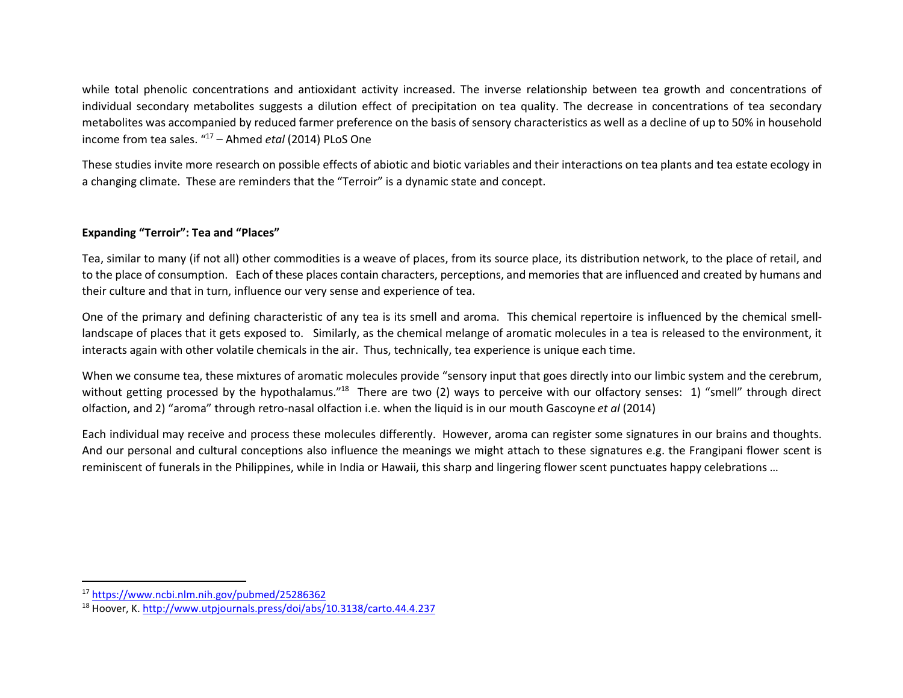while total phenolic concentrations and antioxidant activity increased. The inverse relationship between tea growth and concentrations of individual secondary metabolites suggests a dilution effect of precipitation on tea quality. The decrease in concentrations of tea secondary metabolites was accompanied by reduced farmer preference on the basis of sensory characteristics as well as a decline of up to 50% in household income from tea sales. "[17] – Ahmed *etal* (2014) PLoS One

These studies invite more research on possible effects of abiotic and biotic variables and their interactions on tea plants and tea estate ecology in a changing climate. These are reminders that the "Terroir" is a dynamic state and concept.

**Expanding "Terroir": Tea and "Places"**

Tea, similar to many (if not all) other commodities is a weave of places, from its source place, its distribution network, to the place of retail, and to the place of consumption. Each of these places contain characters, perceptions, and memories that are influenced and created by humans and their culture and that in turn, influence our very sense and experience of tea.

One of the primary and defining characteristic of any tea is its smell and aroma. This chemical repertoire is influenced by the chemical smell-landscape of places that it gets exposed to. Similarly, as the chemical melange of aromatic molecules in a tea is released to the environment, it interacts again with other volatile chemicals in the air. Thus, technically, tea experience is unique each time.

When we consume tea, these mixtures of aromatic molecules provide "sensory input that goes directly into our limbic system and the cerebrum, without getting processed by the hypothalamus."[18] There are two (2) ways to perceive with our olfactory senses: 1) "smell" through direct olfaction, and 2) "aroma" through retro-nasal olfaction i.e. when the liquid is in our mouth Gascoyne *et al* (2014)

Each individual may receive and process these molecules differently. However, aroma can register some signatures in our brains and thoughts. And our personal and cultural conceptions also influence the meanings we might attach to these signatures e.g. the Frangipani flower scent is reminiscent of funerals in the Philippines, while in India or Hawaii, this sharp and lingering flower scent punctuates happy celebrations …

---

[17] https://www.ncbi.nlm.nih.gov/pubmed/25286362

[18] Hoover, K. http://www.utpjournals.press/doi/abs/10.3138/carto.44.4.237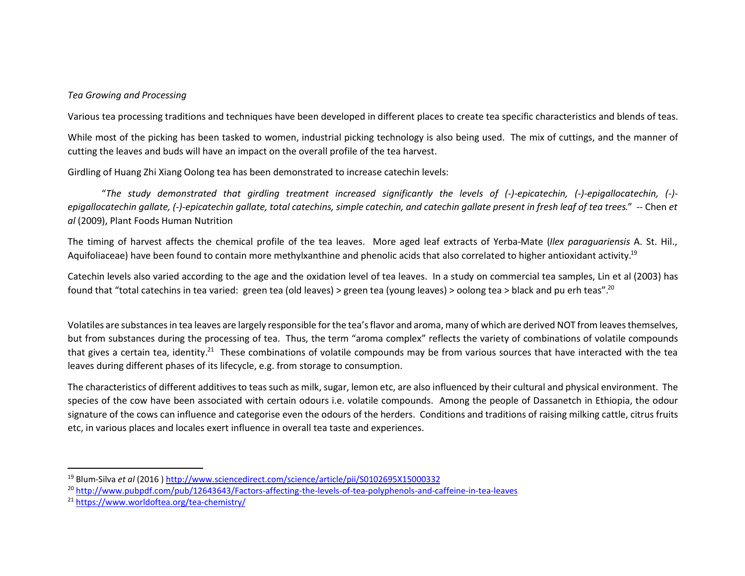*Tea Growing and Processing*

Various tea processing traditions and techniques have been developed in different places to create tea specific characteristics and blends of teas.

While most of the picking has been tasked to women, industrial picking technology is also being used. The mix of cuttings, and the manner of cutting the leaves and buds will have an impact on the overall profile of the tea harvest.

Girdling of Huang Zhi Xiang Oolong tea has been demonstrated to increase catechin levels:

> "*The study demonstrated that girdling treatment increased significantly the levels of (-)-epicatechin, (-)-epigallocatechin, (-)-epigallocatechin gallate, (-)-epicatechin gallate, total catechins, simple catechin, and catechin gallate present in fresh leaf of tea trees.*" -- Chen *et al* (2009), Plant Foods Human Nutrition

The timing of harvest affects the chemical profile of the tea leaves. More aged leaf extracts of Yerba-Mate (*Ilex paraguariensis* A. St. Hil., Aquifoliaceae) have been found to contain more methylxanthine and phenolic acids that also correlated to higher antioxidant activity.[19]

Catechin levels also varied according to the age and the oxidation level of tea leaves. In a study on commercial tea samples, Lin et al (2003) has found that "total catechins in tea varied: green tea (old leaves) > green tea (young leaves) > oolong tea > black and pu erh teas".[20]

Volatiles are substances in tea leaves are largely responsible for the tea's flavor and aroma, many of which are derived NOT from leaves themselves, but from substances during the processing of tea. Thus, the term "aroma complex" reflects the variety of combinations of volatile compounds that gives a certain tea, identity.[21] These combinations of volatile compounds may be from various sources that have interacted with the tea leaves during different phases of its lifecycle, e.g. from storage to consumption.

The characteristics of different additives to teas such as milk, sugar, lemon etc, are also influenced by their cultural and physical environment. The species of the cow have been associated with certain odours i.e. volatile compounds. Among the people of Dassanetch in Ethiopia, the odour signature of the cows can influence and categorise even the odours of the herders. Conditions and traditions of raising milking cattle, citrus fruits etc, in various places and locales exert influence in overall tea taste and experiences.

---

[19] Blum-Silva *et al* (2016 ) http://www.sciencedirect.com/science/article/pii/S0102695X15000332

[20] http://www.pubpdf.com/pub/12643643/Factors-affecting-the-levels-of-tea-polyphenols-and-caffeine-in-tea-leaves

[21] https://www.worldoftea.org/tea-chemistry/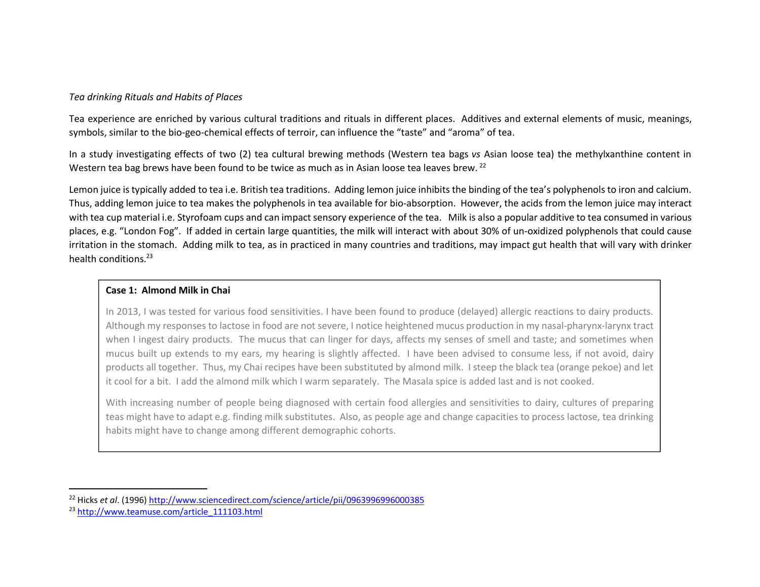*Tea drinking Rituals and Habits of Places*

Tea experience are enriched by various cultural traditions and rituals in different places. Additives and external elements of music, meanings, symbols, similar to the bio-geo-chemical effects of terroir, can influence the "taste" and "aroma" of tea.

In a study investigating effects of two (2) tea cultural brewing methods (Western tea bags *vs* Asian loose tea) the methylxanthine content in Western tea bag brews have been found to be twice as much as in Asian loose tea leaves brew. [22]

Lemon juice is typically added to tea i.e. British tea traditions. Adding lemon juice inhibits the binding of the tea's polyphenols to iron and calcium. Thus, adding lemon juice to tea makes the polyphenols in tea available for bio-absorption. However, the acids from the lemon juice may interact with tea cup material i.e. Styrofoam cups and can impact sensory experience of the tea. Milk is also a popular additive to tea consumed in various places, e.g. "London Fog". If added in certain large quantities, the milk will interact with about 30% of un-oxidized polyphenols that could cause irritation in the stomach. Adding milk to tea, as in practiced in many countries and traditions, may impact gut health that will vary with drinker health conditions.[23]

**Case 1: Almond Milk in Chai**

In 2013, I was tested for various food sensitivities. I have been found to produce (delayed) allergic reactions to dairy products. Although my responses to lactose in food are not severe, I notice heightened mucus production in my nasal-pharynx-larynx tract when I ingest dairy products. The mucus that can linger for days, affects my senses of smell and taste; and sometimes when mucus built up extends to my ears, my hearing is slightly affected. I have been advised to consume less, if not avoid, dairy products all together. Thus, my Chai recipes have been substituted by almond milk. I steep the black tea (orange pekoe) and let it cool for a bit. I add the almond milk which I warm separately. The Masala spice is added last and is not cooked.

With increasing number of people being diagnosed with certain food allergies and sensitivities to dairy, cultures of preparing teas might have to adapt e.g. finding milk substitutes. Also, as people age and change capacities to process lactose, tea drinking habits might have to change among different demographic cohorts.

---

[22] Hicks *et al*. (1996) http://www.sciencedirect.com/science/article/pii/0963996996000385

[23] http://www.teamuse.com/article_111103.html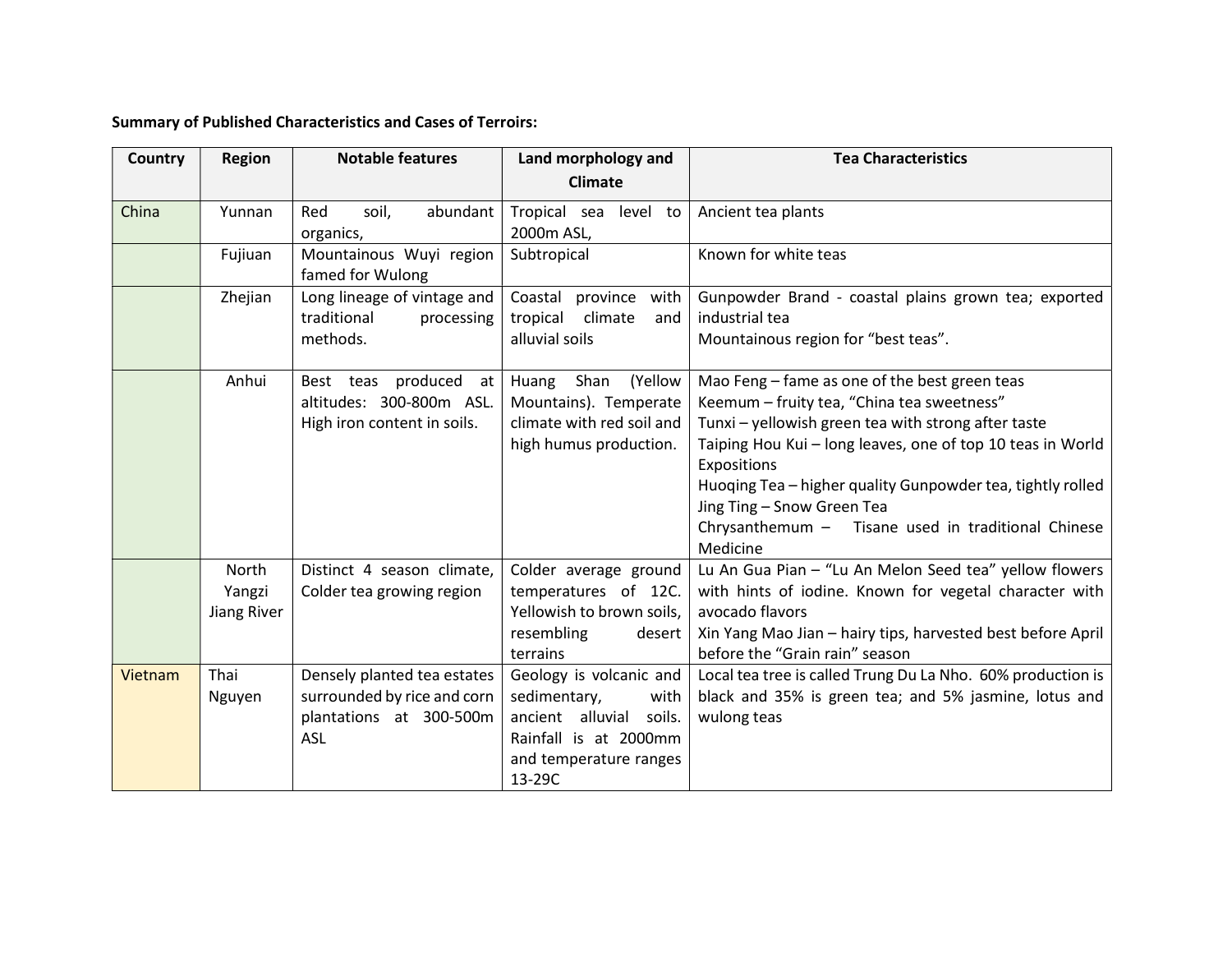**Summary of Published Characteristics and Cases of Terroirs:**

| Country | Region | Notable features | Land morphology and Climate | Tea Characteristics |
|---|---|---|---|---|
| China | Yunnan | Red soil, abundant organics, | Tropical sea level to 2000m ASL, | Ancient tea plants |
| | Fujiuan | Mountainous Wuyi region famed for Wulong | Subtropical | Known for white teas |
| | Zhejian | Long lineage of vintage and traditional processing methods. | Coastal province with tropical climate and alluvial soils | Gunpowder Brand - coastal plains grown tea; exported industrial tea<br>Mountainous region for "best teas". |
| | Anhui | Best teas produced at altitudes: 300-800m ASL. High iron content in soils. | Huang Shan (Yellow Mountains). Temperate climate with red soil and high humus production. | Mao Feng – fame as one of the best green teas<br>Keemum – fruity tea, "China tea sweetness"<br>Tunxi – yellowish green tea with strong after taste<br>Taiping Hou Kui – long leaves, one of top 10 teas in World Expositions<br>Huoqing Tea – higher quality Gunpowder tea, tightly rolled<br>Jing Ting – Snow Green Tea<br>Chrysanthemum – Tisane used in traditional Chinese Medicine |
| | North Yangzi Jiang River | Distinct 4 season climate, Colder tea growing region | Colder average ground temperatures of 12C. Yellowish to brown soils, resembling desert terrains | Lu An Gua Pian – "Lu An Melon Seed tea" yellow flowers with hints of iodine. Known for vegetal character with avocado flavors<br>Xin Yang Mao Jian – hairy tips, harvested best before April before the "Grain rain" season |
| Vietnam | Thai Nguyen | Densely planted tea estates surrounded by rice and corn plantations at 300-500m ASL | Geology is volcanic and sedimentary, with ancient alluvial soils. Rainfall is at 2000mm and temperature ranges 13-29C | Local tea tree is called Trung Du La Nho. 60% production is black and 35% is green tea; and 5% jasmine, lotus and wulong teas |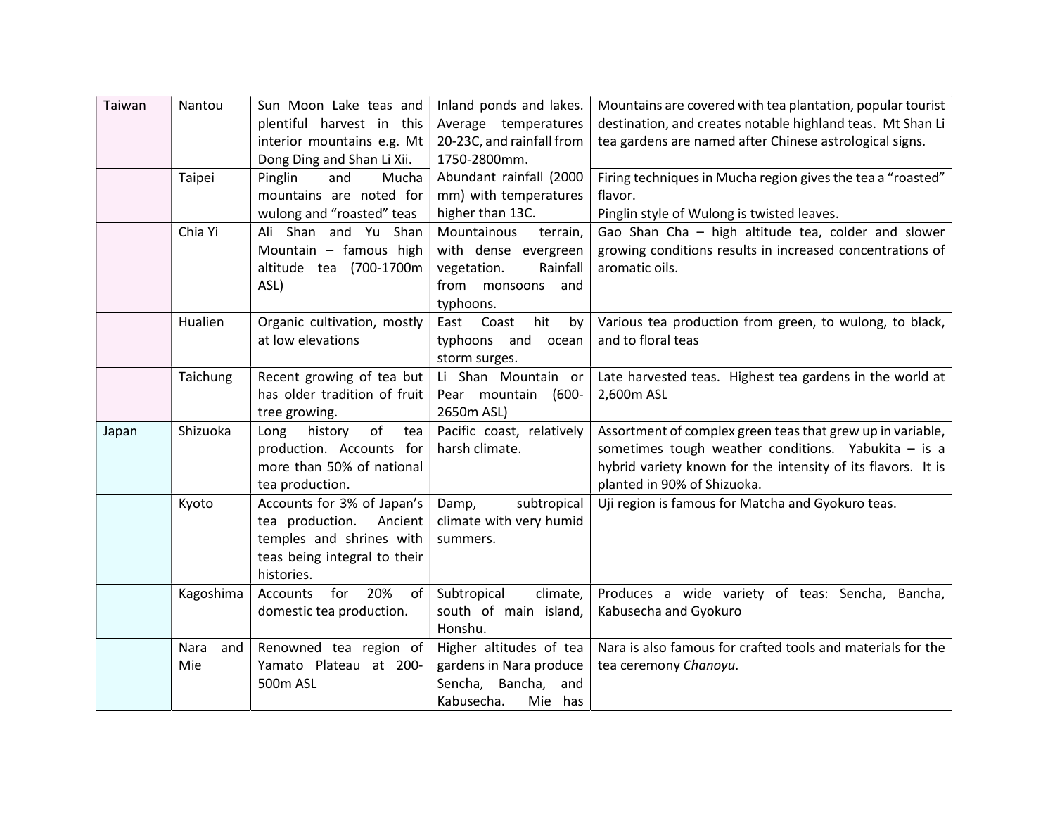| Taiwan | Nantou | Sun Moon Lake teas and plentiful harvest in this interior mountains e.g. Mt Dong Ding and Shan Li Xii. | Inland ponds and lakes. Average temperatures 20-23C, and rainfall from 1750-2800mm. | Mountains are covered with tea plantation, popular tourist destination, and creates notable highland teas. Mt Shan Li tea gardens are named after Chinese astrological signs. |
|---|---|---|---|---|
| | Taipei | Pinglin and Mucha mountains are noted for wulong and "roasted" teas | Abundant rainfall (2000 mm) with temperatures higher than 13C. | Firing techniques in Mucha region gives the tea a "roasted" flavor.<br>Pinglin style of Wulong is twisted leaves. |
| | Chia Yi | Ali Shan and Yu Shan Mountain – famous high altitude tea (700-1700m ASL) | Mountainous terrain, with dense evergreen vegetation. Rainfall from monsoons and typhoons. | Gao Shan Cha – high altitude tea, colder and slower growing conditions results in increased concentrations of aromatic oils. |
| | Hualien | Organic cultivation, mostly at low elevations | East Coast hit by typhoons and ocean storm surges. | Various tea production from green, to wulong, to black, and to floral teas |
| | Taichung | Recent growing of tea but has older tradition of fruit tree growing. | Li Shan Mountain or Pear mountain (600-2650m ASL) | Late harvested teas. Highest tea gardens in the world at 2,600m ASL |
| Japan | Shizuoka | Long history of tea production. Accounts for more than 50% of national tea production. | Pacific coast, relatively harsh climate. | Assortment of complex green teas that grew up in variable, sometimes tough weather conditions. Yabukita – is a hybrid variety known for the intensity of its flavors. It is planted in 90% of Shizuoka. |
| | Kyoto | Accounts for 3% of Japan's tea production. Ancient temples and shrines with teas being integral to their histories. | Damp, subtropical climate with very humid summers. | Uji region is famous for Matcha and Gyokuro teas. |
| | Kagoshima | Accounts for 20% of domestic tea production. | Subtropical climate, south of main island, Honshu. | Produces a wide variety of teas: Sencha, Bancha, Kabusecha and Gyokuro |
| | Nara and Mie | Renowned tea region of Yamato Plateau at 200-500m ASL | Higher altitudes of tea gardens in Nara produce Sencha, Bancha, and Kabusecha. Mie has | Nara is also famous for crafted tools and materials for the tea ceremony *Chanoyu*. |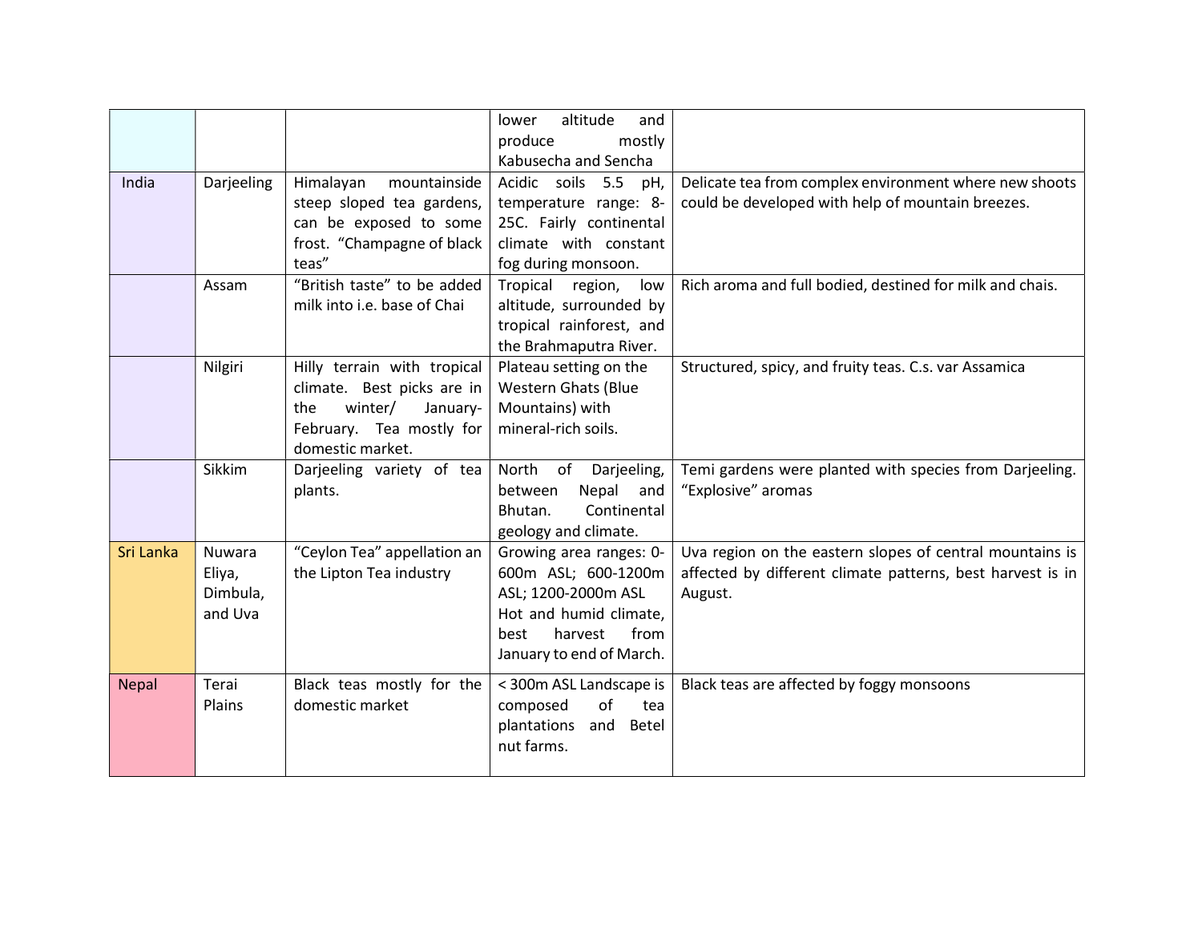| | | | | |
|---|---|---|---|---|
| | | | lower altitude and produce mostly Kabusecha and Sencha | |
| India | Darjeeling | Himalayan mountainside steep sloped tea gardens, can be exposed to some frost. "Champagne of black teas" | Acidic soils 5.5 pH, temperature range: 8-25C. Fairly continental climate with constant fog during monsoon. | Delicate tea from complex environment where new shoots could be developed with help of mountain breezes. |
| | Assam | "British taste" to be added milk into i.e. base of Chai | Tropical region, low altitude, surrounded by tropical rainforest, and the Brahmaputra River. | Rich aroma and full bodied, destined for milk and chais. |
| | Nilgiri | Hilly terrain with tropical climate. Best picks are in the winter/ January-February. Tea mostly for domestic market. | Plateau setting on the Western Ghats (Blue Mountains) with mineral-rich soils. | Structured, spicy, and fruity teas. C.s. var Assamica |
| | Sikkim | Darjeeling variety of tea plants. | North of Darjeeling, between Nepal and Bhutan. Continental geology and climate. | Temi gardens were planted with species from Darjeeling. "Explosive" aromas |
| Sri Lanka | Nuwara Eliya, Dimbula, and Uva | "Ceylon Tea" appellation an the Lipton Tea industry | Growing area ranges: 0-600m ASL; 600-1200m ASL; 1200-2000m ASL Hot and humid climate, best harvest from January to end of March. | Uva region on the eastern slopes of central mountains is affected by different climate patterns, best harvest is in August. |
| Nepal | Terai Plains | Black teas mostly for the domestic market | < 300m ASL Landscape is composed of tea plantations and Betel nut farms. | Black teas are affected by foggy monsoons |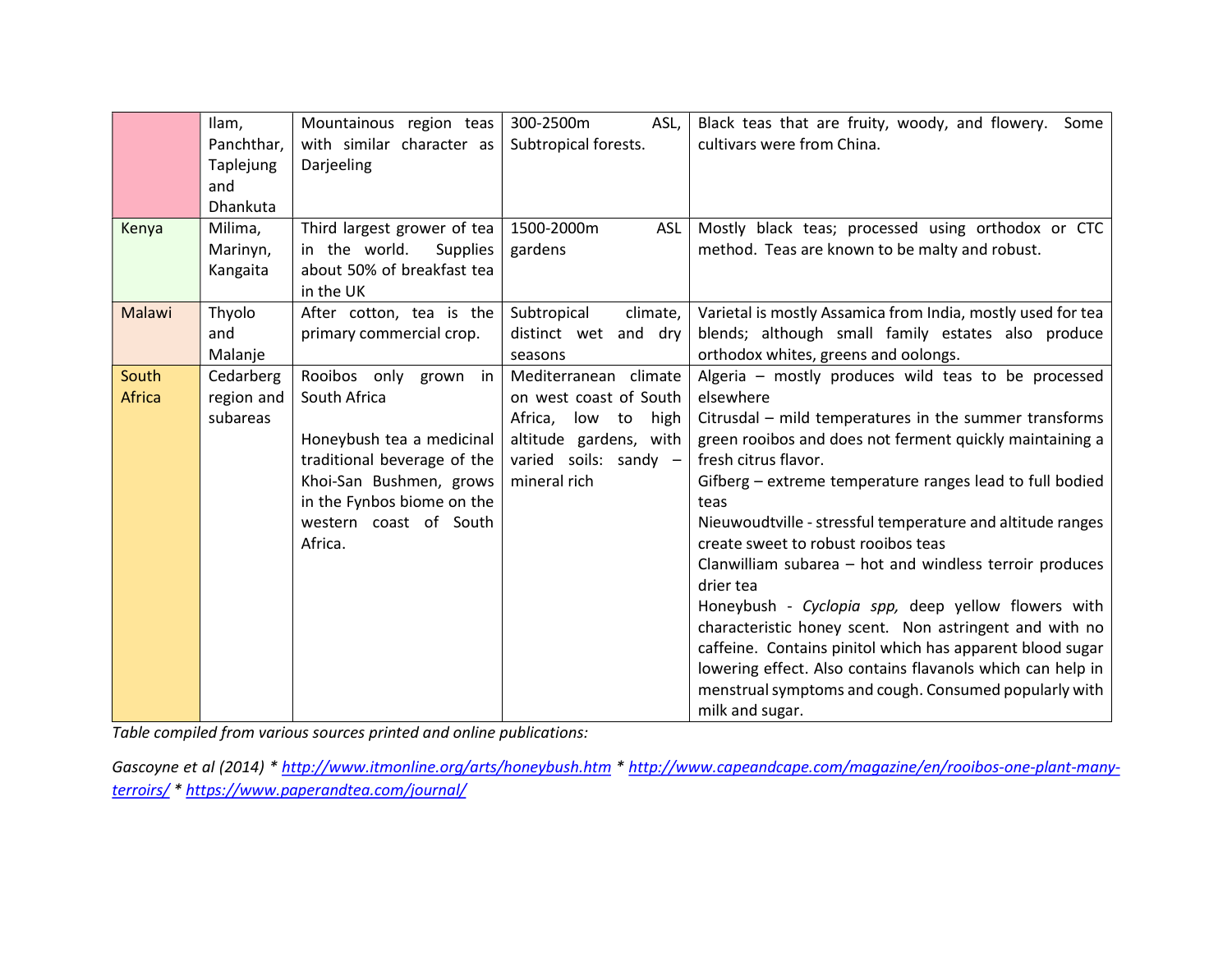| | | | | |
|---|---|---|---|---|
| | Ilam, Panchthar, Taplejung and Dhankuta | Mountainous region teas with similar character as Darjeeling | 300-2500m ASL, Subtropical forests. | Black teas that are fruity, woody, and flowery. Some cultivars were from China. |
| Kenya | Milima, Marinyn, Kangaita | Third largest grower of tea in the world. Supplies about 50% of breakfast tea in the UK | 1500-2000m ASL gardens | Mostly black teas; processed using orthodox or CTC method. Teas are known to be malty and robust. |
| Malawi | Thyolo and Malanje | After cotton, tea is the primary commercial crop. | Subtropical climate, distinct wet and dry seasons | Varietal is mostly Assamica from India, mostly used for tea blends; although small family estates also produce orthodox whites, greens and oolongs. |
| South Africa | Cedarberg region and subareas | Rooibos only grown in South Africa<br><br>Honeybush tea a medicinal traditional beverage of the Khoi-San Bushmen, grows in the Fynbos biome on the western coast of South Africa. | Mediterranean climate on west coast of South Africa, low to high altitude gardens, with varied soils: sandy – mineral rich | Algeria – mostly produces wild teas to be processed elsewhere<br>Citrusdal – mild temperatures in the summer transforms green rooibos and does not ferment quickly maintaining a fresh citrus flavor.<br>Gifberg – extreme temperature ranges lead to full bodied teas<br>Nieuwoudtville - stressful temperature and altitude ranges create sweet to robust rooibos teas<br>Clanwilliam subarea – hot and windless terroir produces drier tea<br>Honeybush - *Cyclopia spp,* deep yellow flowers with characteristic honey scent. Non astringent and with no caffeine. Contains pinitol which has apparent blood sugar lowering effect. Also contains flavanols which can help in menstrual symptoms and cough. Consumed popularly with milk and sugar. |

*Table compiled from various sources printed and online publications:*

*Gascoyne et al (2014) * http://www.itmonline.org/arts/honeybush.htm * http://www.capeandcape.com/magazine/en/rooibos-one-plant-many-terroirs/ * https://www.paperandtea.com/journal/*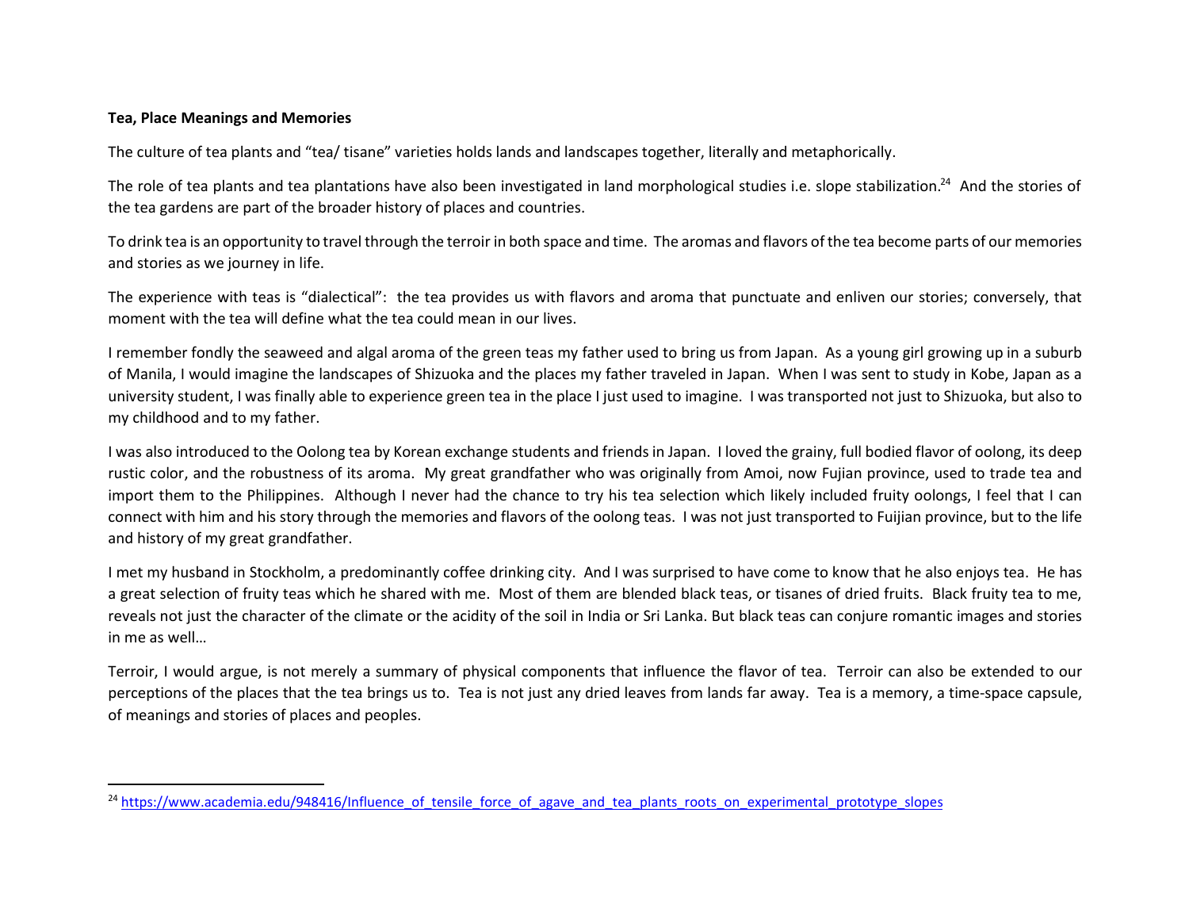**Tea, Place Meanings and Memories**

The culture of tea plants and "tea/ tisane" varieties holds lands and landscapes together, literally and metaphorically.

The role of tea plants and tea plantations have also been investigated in land morphological studies i.e. slope stabilization.[24] And the stories of the tea gardens are part of the broader history of places and countries.

To drink tea is an opportunity to travel through the terroir in both space and time. The aromas and flavors of the tea become parts of our memories and stories as we journey in life.

The experience with teas is "dialectical": the tea provides us with flavors and aroma that punctuate and enliven our stories; conversely, that moment with the tea will define what the tea could mean in our lives.

I remember fondly the seaweed and algal aroma of the green teas my father used to bring us from Japan. As a young girl growing up in a suburb of Manila, I would imagine the landscapes of Shizuoka and the places my father traveled in Japan. When I was sent to study in Kobe, Japan as a university student, I was finally able to experience green tea in the place I just used to imagine. I was transported not just to Shizuoka, but also to my childhood and to my father.

I was also introduced to the Oolong tea by Korean exchange students and friends in Japan. I loved the grainy, full bodied flavor of oolong, its deep rustic color, and the robustness of its aroma. My great grandfather who was originally from Amoi, now Fujian province, used to trade tea and import them to the Philippines. Although I never had the chance to try his tea selection which likely included fruity oolongs, I feel that I can connect with him and his story through the memories and flavors of the oolong teas. I was not just transported to Fuijian province, but to the life and history of my great grandfather.

I met my husband in Stockholm, a predominantly coffee drinking city. And I was surprised to have come to know that he also enjoys tea. He has a great selection of fruity teas which he shared with me. Most of them are blended black teas, or tisanes of dried fruits. Black fruity tea to me, reveals not just the character of the climate or the acidity of the soil in India or Sri Lanka. But black teas can conjure romantic images and stories in me as well…

Terroir, I would argue, is not merely a summary of physical components that influence the flavor of tea. Terroir can also be extended to our perceptions of the places that the tea brings us to. Tea is not just any dried leaves from lands far away. Tea is a memory, a time-space capsule, of meanings and stories of places and peoples.

---

[24] https://www.academia.edu/948416/Influence_of_tensile_force_of_agave_and_tea_plants_roots_on_experimental_prototype_slopes